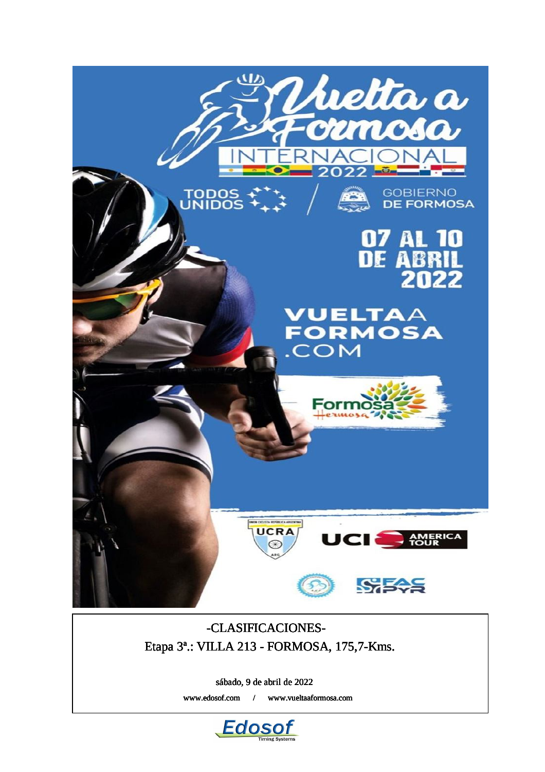# Vuelta a Formosa

INTERNACIONAL 2022

TODOS UNIDOS / GOBIERNO DE FORMOSA

07 AL 10 DE ABRIL 2022

VUELTAAFORMOSA.COM

Formosa Hermosa

UCRA · UCI AMERICA TOUR · FAC PYR

-CLASIFICACIONES-

Etapa 3ª.: VILLA 213 - FORMOSA, 175,7-Kms.

sábado, 9 de abril de 2022

www.edosof.com / www.vueltaaformosa.com

Edosof Timing Systems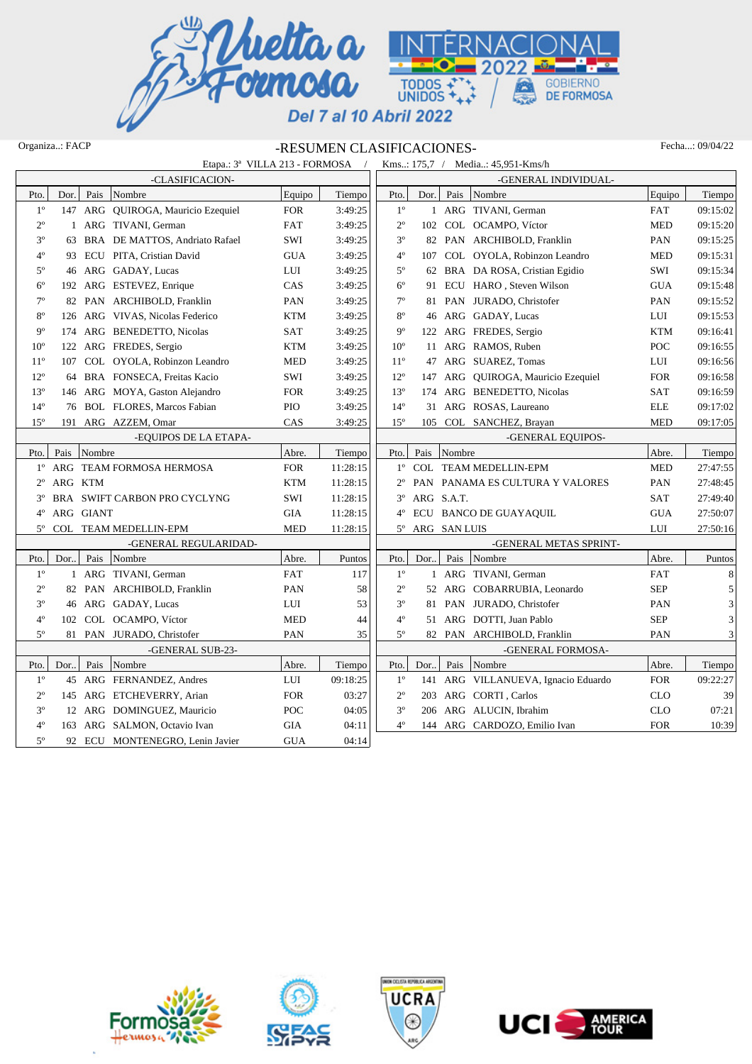Organiza..: FACP

# -RESUMEN CLASIFICACIONES-

Fecha...: 09/04/22

Etapa.: 3ª VILLA 213 - FORMOSA / Kms..: 175,7 / Media..: 45,951-Kms/h

## -CLASIFICACION-

| Pto. | Dor. | Pais | Nombre | Equipo | Tiempo |
|---|---|---|---|---|---|
| 1º | 147 | ARG | QUIROGA, Mauricio Ezequiel | FOR | 3:49:25 |
| 2º | 1 | ARG | TIVANI, German | FAT | 3:49:25 |
| 3º | 63 | BRA | DE MATTOS, Andriato Rafael | SWI | 3:49:25 |
| 4º | 93 | ECU | PITA, Cristian David | GUA | 3:49:25 |
| 5º | 46 | ARG | GADAY, Lucas | LUI | 3:49:25 |
| 6º | 192 | ARG | ESTEVEZ, Enrique | CAS | 3:49:25 |
| 7º | 82 | PAN | ARCHIBOLD, Franklin | PAN | 3:49:25 |
| 8º | 126 | ARG | VIVAS, Nicolas Federico | KTM | 3:49:25 |
| 9º | 174 | ARG | BENEDETTO, Nicolas | SAT | 3:49:25 |
| 10º | 122 | ARG | FREDES, Sergio | KTM | 3:49:25 |
| 11º | 107 | COL | OYOLA, Robinzon Leandro | MED | 3:49:25 |
| 12º | 64 | BRA | FONSECA, Freitas Kacio | SWI | 3:49:25 |
| 13º | 146 | ARG | MOYA, Gaston Alejandro | FOR | 3:49:25 |
| 14º | 76 | BOL | FLORES, Marcos Fabian | PIO | 3:49:25 |
| 15º | 191 | ARG | AZZEM, Omar | CAS | 3:49:25 |

## -GENERAL INDIVIDUAL-

| Pto. | Dor. | Pais | Nombre | Equipo | Tiempo |
|---|---|---|---|---|---|
| 1º | 1 | ARG | TIVANI, German | FAT | 09:15:02 |
| 2º | 102 | COL | OCAMPO, Víctor | MED | 09:15:20 |
| 3º | 82 | PAN | ARCHIBOLD, Franklin | PAN | 09:15:25 |
| 4º | 107 | COL | OYOLA, Robinzon Leandro | MED | 09:15:31 |
| 5º | 62 | BRA | DA ROSA, Cristian Egidio | SWI | 09:15:34 |
| 6º | 91 | ECU | HARO , Steven Wilson | GUA | 09:15:48 |
| 7º | 81 | PAN | JURADO, Christofer | PAN | 09:15:52 |
| 8º | 46 | ARG | GADAY, Lucas | LUI | 09:15:53 |
| 9º | 122 | ARG | FREDES, Sergio | KTM | 09:16:41 |
| 10º | 11 | ARG | RAMOS, Ruben | POC | 09:16:55 |
| 11º | 47 | ARG | SUAREZ, Tomas | LUI | 09:16:56 |
| 12º | 147 | ARG | QUIROGA, Mauricio Ezequiel | FOR | 09:16:58 |
| 13º | 174 | ARG | BENEDETTO, Nicolas | SAT | 09:16:59 |
| 14º | 31 | ARG | ROSAS, Laureano | ELE | 09:17:02 |
| 15º | 105 | COL | SANCHEZ, Brayan | MED | 09:17:05 |

## -EQUIPOS DE LA ETAPA-

| Pto. | Pais | Nombre | Abre. | Tiempo |
|---|---|---|---|---|
| 1º | ARG | TEAM FORMOSA HERMOSA | FOR | 11:28:15 |
| 2º | ARG | KTM | KTM | 11:28:15 |
| 3º | BRA | SWIFT CARBON PRO CYCLYNG | SWI | 11:28:15 |
| 4º | ARG | GIANT | GIA | 11:28:15 |
| 5º | COL | TEAM MEDELLIN-EPM | MED | 11:28:15 |

## -GENERAL EQUIPOS-

| Pto. | Pais | Nombre | Abre. | Tiempo |
|---|---|---|---|---|
| 1º | COL | TEAM MEDELLIN-EPM | MED | 27:47:55 |
| 2º | PAN | PANAMA ES CULTURA Y VALORES | PAN | 27:48:45 |
| 3º | ARG | S.A.T. | SAT | 27:49:40 |
| 4º | ECU | BANCO DE GUAYAQUIL | GUA | 27:50:07 |
| 5º | ARG | SAN LUIS | LUI | 27:50:16 |

## -GENERAL REGULARIDAD-

| Pto. | Dor.. | Pais | Nombre | Abre. | Puntos |
|---|---|---|---|---|---|
| 1º | 1 | ARG | TIVANI, German | FAT | 117 |
| 2º | 82 | PAN | ARCHIBOLD, Franklin | PAN | 58 |
| 3º | 46 | ARG | GADAY, Lucas | LUI | 53 |
| 4º | 102 | COL | OCAMPO, Víctor | MED | 44 |
| 5º | 81 | PAN | JURADO, Christofer | PAN | 35 |

## -GENERAL METAS SPRINT-

| Pto. | Dor.. | Pais | Nombre | Abre. | Puntos |
|---|---|---|---|---|---|
| 1º | 1 | ARG | TIVANI, German | FAT | 8 |
| 2º | 52 | ARG | COBARRUBIA, Leonardo | SEP | 5 |
| 3º | 81 | PAN | JURADO, Christofer | PAN | 3 |
| 4º | 51 | ARG | DOTTI, Juan Pablo | SEP | 3 |
| 5º | 82 | PAN | ARCHIBOLD, Franklin | PAN | 3 |

## -GENERAL SUB-23-

| Pto. | Dor.. | Pais | Nombre | Abre. | Tiempo |
|---|---|---|---|---|---|
| 1º | 45 | ARG | FERNANDEZ, Andres | LUI | 09:18:25 |
| 2º | 145 | ARG | ETCHEVERRY, Arian | FOR | 03:27 |
| 3º | 12 | ARG | DOMINGUEZ, Mauricio | POC | 04:05 |
| 4º | 163 | ARG | SALMON, Octavio Ivan | GIA | 04:11 |
| 5º | 92 | ECU | MONTENEGRO, Lenin Javier | GUA | 04:14 |

## -GENERAL FORMOSA-

| Pto. | Dor.. | Pais | Nombre | Abre. | Tiempo |
|---|---|---|---|---|---|
| 1º | 141 | ARG | VILLANUEVA, Ignacio Eduardo | FOR | 09:22:27 |
| 2º | 203 | ARG | CORTI , Carlos | CLO | 39 |
| 3º | 206 | ARG | ALUCIN, Ibrahim | CLO | 07:21 |
| 4º | 144 | ARG | CARDOZO, Emilio Ivan | FOR | 10:39 |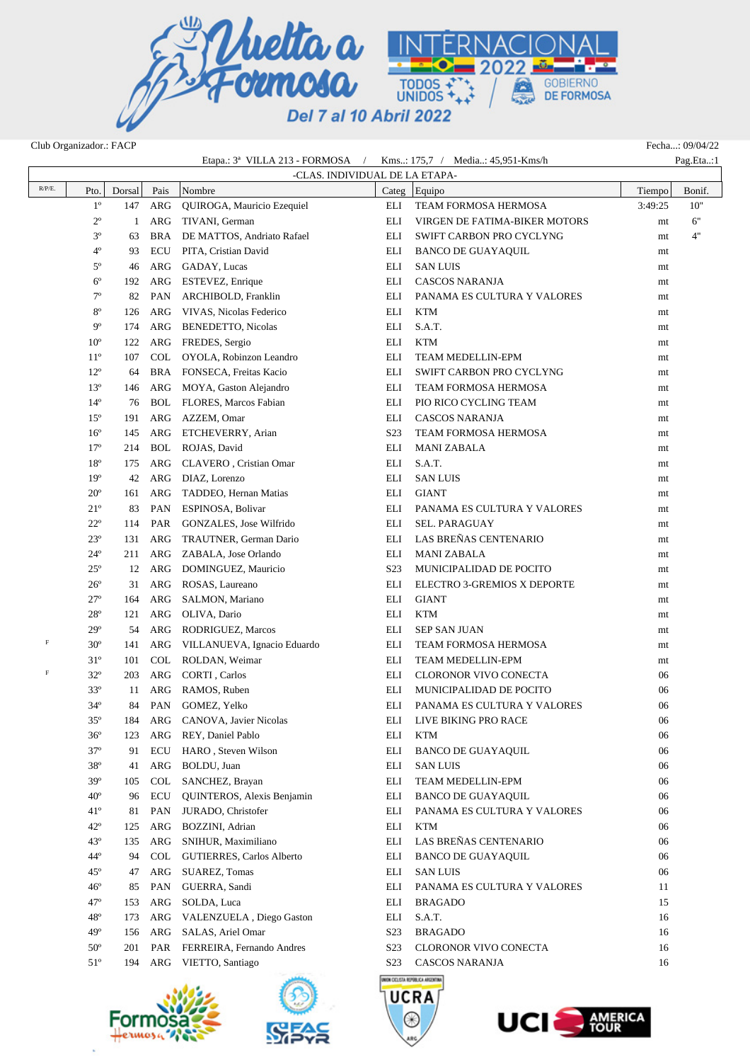Club Organizador.: FACP

Fecha...: 09/04/22

Etapa.: 3ª VILLA 213 - FORMOSA / Kms..: 175,7 / Media..: 45,951-Kms/h

Pag.Eta..:1

## -CLAS. INDIVIDUAL DE LA ETAPA-

| R/P/E. | Pto. | Dorsal | Pais | Nombre | Categ | Equipo | Tiempo | Bonif. |
|---|---|---|---|---|---|---|---|---|
| | 1º | 147 | ARG | QUIROGA, Mauricio Ezequiel | ELI | TEAM FORMOSA HERMOSA | 3:49:25 | 10" |
| | 2º | 1 | ARG | TIVANI, German | ELI | VIRGEN DE FATIMA-BIKER MOTORS | mt | 6" |
| | 3º | 63 | BRA | DE MATTOS, Andriato Rafael | ELI | SWIFT CARBON PRO CYCLYNG | mt | 4" |
| | 4º | 93 | ECU | PITA, Cristian David | ELI | BANCO DE GUAYAQUIL | mt | |
| | 5º | 46 | ARG | GADAY, Lucas | ELI | SAN LUIS | mt | |
| | 6º | 192 | ARG | ESTEVEZ, Enrique | ELI | CASCOS NARANJA | mt | |
| | 7º | 82 | PAN | ARCHIBOLD, Franklin | ELI | PANAMA ES CULTURA Y VALORES | mt | |
| | 8º | 126 | ARG | VIVAS, Nicolas Federico | ELI | KTM | mt | |
| | 9º | 174 | ARG | BENEDETTO, Nicolas | ELI | S.A.T. | mt | |
| | 10º | 122 | ARG | FREDES, Sergio | ELI | KTM | mt | |
| | 11º | 107 | COL | OYOLA, Robinzon Leandro | ELI | TEAM MEDELLIN-EPM | mt | |
| | 12º | 64 | BRA | FONSECA, Freitas Kacio | ELI | SWIFT CARBON PRO CYCLYNG | mt | |
| | 13º | 146 | ARG | MOYA, Gaston Alejandro | ELI | TEAM FORMOSA HERMOSA | mt | |
| | 14º | 76 | BOL | FLORES, Marcos Fabian | ELI | PIO RICO CYCLING TEAM | mt | |
| | 15º | 191 | ARG | AZZEM, Omar | ELI | CASCOS NARANJA | mt | |
| | 16º | 145 | ARG | ETCHEVERRY, Arian | S23 | TEAM FORMOSA HERMOSA | mt | |
| | 17º | 214 | BOL | ROJAS, David | ELI | MANI ZABALA | mt | |
| | 18º | 175 | ARG | CLAVERO , Cristian Omar | ELI | S.A.T. | mt | |
| | 19º | 42 | ARG | DIAZ, Lorenzo | ELI | SAN LUIS | mt | |
| | 20º | 161 | ARG | TADDEO, Hernan Matias | ELI | GIANT | mt | |
| | 21º | 83 | PAN | ESPINOSA, Bolivar | ELI | PANAMA ES CULTURA Y VALORES | mt | |
| | 22º | 114 | PAR | GONZALES, Jose Wilfrido | ELI | SEL. PARAGUAY | mt | |
| | 23º | 131 | ARG | TRAUTNER, German Dario | ELI | LAS BREÑAS CENTENARIO | mt | |
| | 24º | 211 | ARG | ZABALA, Jose Orlando | ELI | MANI ZABALA | mt | |
| | 25º | 12 | ARG | DOMINGUEZ, Mauricio | S23 | MUNICIPALIDAD DE POCITO | mt | |
| | 26º | 31 | ARG | ROSAS, Laureano | ELI | ELECTRO 3-GREMIOS X DEPORTE | mt | |
| | 27º | 164 | ARG | SALMON, Mariano | ELI | GIANT | mt | |
| | 28º | 121 | ARG | OLIVA, Dario | ELI | KTM | mt | |
| | 29º | 54 | ARG | RODRIGUEZ, Marcos | ELI | SEP SAN JUAN | mt | |
| F | 30º | 141 | ARG | VILLANUEVA, Ignacio Eduardo | ELI | TEAM FORMOSA HERMOSA | mt | |
| | 31º | 101 | COL | ROLDAN, Weimar | ELI | TEAM MEDELLIN-EPM | mt | |
| F | 32º | 203 | ARG | CORTI , Carlos | ELI | CLORONOR VIVO CONECTA | 06 | |
| | 33º | 11 | ARG | RAMOS, Ruben | ELI | MUNICIPALIDAD DE POCITO | 06 | |
| | 34º | 84 | PAN | GOMEZ, Yelko | ELI | PANAMA ES CULTURA Y VALORES | 06 | |
| | 35º | 184 | ARG | CANOVA, Javier Nicolas | ELI | LIVE BIKING PRO RACE | 06 | |
| | 36º | 123 | ARG | REY, Daniel Pablo | ELI | KTM | 06 | |
| | 37º | 91 | ECU | HARO , Steven Wilson | ELI | BANCO DE GUAYAQUIL | 06 | |
| | 38º | 41 | ARG | BOLDU, Juan | ELI | SAN LUIS | 06 | |
| | 39º | 105 | COL | SANCHEZ, Brayan | ELI | TEAM MEDELLIN-EPM | 06 | |
| | 40º | 96 | ECU | QUINTEROS, Alexis Benjamin | ELI | BANCO DE GUAYAQUIL | 06 | |
| | 41º | 81 | PAN | JURADO, Christofer | ELI | PANAMA ES CULTURA Y VALORES | 06 | |
| | 42º | 125 | ARG | BOZZINI, Adrian | ELI | KTM | 06 | |
| | 43º | 135 | ARG | SNIHUR, Maximiliano | ELI | LAS BREÑAS CENTENARIO | 06 | |
| | 44º | 94 | COL | GUTIERRES, Carlos Alberto | ELI | BANCO DE GUAYAQUIL | 06 | |
| | 45º | 47 | ARG | SUAREZ, Tomas | ELI | SAN LUIS | 06 | |
| | 46º | 85 | PAN | GUERRA, Sandi | ELI | PANAMA ES CULTURA Y VALORES | 11 | |
| | 47º | 153 | ARG | SOLDA, Luca | ELI | BRAGADO | 15 | |
| | 48º | 173 | ARG | VALENZUELA , Diego Gaston | ELI | S.A.T. | 16 | |
| | 49º | 156 | ARG | SALAS, Ariel Omar | S23 | BRAGADO | 16 | |
| | 50º | 201 | PAR | FERREIRA, Fernando Andres | S23 | CLORONOR VIVO CONECTA | 16 | |
| | 51º | 194 | ARG | VIETTO, Santiago | S23 | CASCOS NARANJA | 16 | |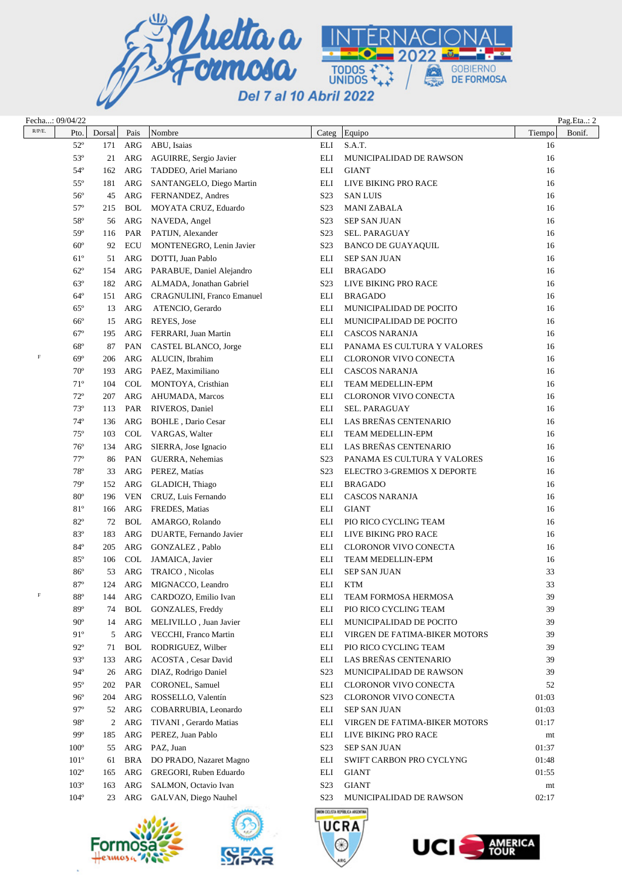Fecha...: 09/04/22 Pag.Eta..: 2

| R/P/E. | Pto. | Dorsal | Pais | Nombre | Categ | Equipo | Tiempo | Bonif. |
|---|---|---|---|---|---|---|---|---|
| | 52º | 171 | ARG | ABU, Isaias | ELI | S.A.T. | 16 | |
| | 53º | 21 | ARG | AGUIRRE, Sergio Javier | ELI | MUNICIPALIDAD DE RAWSON | 16 | |
| | 54º | 162 | ARG | TADDEO, Ariel Mariano | ELI | GIANT | 16 | |
| | 55º | 181 | ARG | SANTANGELO, Diego Martin | ELI | LIVE BIKING PRO RACE | 16 | |
| | 56º | 45 | ARG | FERNANDEZ, Andres | S23 | SAN LUIS | 16 | |
| | 57º | 215 | BOL | MOYATA CRUZ, Eduardo | S23 | MANI ZABALA | 16 | |
| | 58º | 56 | ARG | NAVEDA, Angel | S23 | SEP SAN JUAN | 16 | |
| | 59º | 116 | PAR | PATIJN, Alexander | S23 | SEL. PARAGUAY | 16 | |
| | 60º | 92 | ECU | MONTENEGRO, Lenin Javier | S23 | BANCO DE GUAYAQUIL | 16 | |
| | 61º | 51 | ARG | DOTTI, Juan Pablo | ELI | SEP SAN JUAN | 16 | |
| | 62º | 154 | ARG | PARABUE, Daniel Alejandro | ELI | BRAGADO | 16 | |
| | 63º | 182 | ARG | ALMADA, Jonathan Gabriel | S23 | LIVE BIKING PRO RACE | 16 | |
| | 64º | 151 | ARG | CRAGNULINI, Franco Emanuel | ELI | BRAGADO | 16 | |
| | 65º | 13 | ARG | ATENCIO, Gerardo | ELI | MUNICIPALIDAD DE POCITO | 16 | |
| | 66º | 15 | ARG | REYES, Jose | ELI | MUNICIPALIDAD DE POCITO | 16 | |
| | 67º | 195 | ARG | FERRARI, Juan Martin | ELI | CASCOS NARANJA | 16 | |
| | 68º | 87 | PAN | CASTEL BLANCO, Jorge | ELI | PANAMA ES CULTURA Y VALORES | 16 | |
| F | 69º | 206 | ARG | ALUCIN, Ibrahim | ELI | CLORONOR VIVO CONECTA | 16 | |
| | 70º | 193 | ARG | PAEZ, Maximiliano | ELI | CASCOS NARANJA | 16 | |
| | 71º | 104 | COL | MONTOYA, Cristhian | ELI | TEAM MEDELLIN-EPM | 16 | |
| | 72º | 207 | ARG | AHUMADA, Marcos | ELI | CLORONOR VIVO CONECTA | 16 | |
| | 73º | 113 | PAR | RIVEROS, Daniel | ELI | SEL. PARAGUAY | 16 | |
| | 74º | 136 | ARG | BOHLE , Dario Cesar | ELI | LAS BREÑAS CENTENARIO | 16 | |
| | 75º | 103 | COL | VARGAS, Walter | ELI | TEAM MEDELLIN-EPM | 16 | |
| | 76º | 134 | ARG | SIERRA, Jose Ignacio | ELI | LAS BREÑAS CENTENARIO | 16 | |
| | 77º | 86 | PAN | GUERRA, Nehemias | S23 | PANAMA ES CULTURA Y VALORES | 16 | |
| | 78º | 33 | ARG | PEREZ, Matías | S23 | ELECTRO 3-GREMIOS X DEPORTE | 16 | |
| | 79º | 152 | ARG | GLADICH, Thiago | ELI | BRAGADO | 16 | |
| | 80º | 196 | VEN | CRUZ, Luis Fernando | ELI | CASCOS NARANJA | 16 | |
| | 81º | 166 | ARG | FREDES, Matias | ELI | GIANT | 16 | |
| | 82º | 72 | BOL | AMARGO, Rolando | ELI | PIO RICO CYCLING TEAM | 16 | |
| | 83º | 183 | ARG | DUARTE, Fernando Javier | ELI | LIVE BIKING PRO RACE | 16 | |
| | 84º | 205 | ARG | GONZALEZ , Pablo | ELI | CLORONOR VIVO CONECTA | 16 | |
| | 85º | 106 | COL | JAMAICA, Javier | ELI | TEAM MEDELLIN-EPM | 16 | |
| | 86º | 53 | ARG | TRAICO , Nicolas | ELI | SEP SAN JUAN | 33 | |
| | 87º | 124 | ARG | MIGNACCO, Leandro | ELI | KTM | 33 | |
| F | 88º | 144 | ARG | CARDOZO, Emilio Ivan | ELI | TEAM FORMOSA HERMOSA | 39 | |
| | 89º | 74 | BOL | GONZALES, Freddy | ELI | PIO RICO CYCLING TEAM | 39 | |
| | 90º | 14 | ARG | MELIVILLO , Juan Javier | ELI | MUNICIPALIDAD DE POCITO | 39 | |
| | 91º | 5 | ARG | VECCHI, Franco Martin | ELI | VIRGEN DE FATIMA-BIKER MOTORS | 39 | |
| | 92º | 71 | BOL | RODRIGUEZ, Wilber | ELI | PIO RICO CYCLING TEAM | 39 | |
| | 93º | 133 | ARG | ACOSTA , Cesar David | ELI | LAS BREÑAS CENTENARIO | 39 | |
| | 94º | 26 | ARG | DIAZ, Rodrigo Daniel | S23 | MUNICIPALIDAD DE RAWSON | 39 | |
| | 95º | 202 | PAR | CORONEL, Samuel | ELI | CLORONOR VIVO CONECTA | 52 | |
| | 96º | 204 | ARG | ROSSELLO, Valentín | S23 | CLORONOR VIVO CONECTA | 01:03 | |
| | 97º | 52 | ARG | COBARRUBIA, Leonardo | ELI | SEP SAN JUAN | 01:03 | |
| | 98º | 2 | ARG | TIVANI , Gerardo Matias | ELI | VIRGEN DE FATIMA-BIKER MOTORS | 01:17 | |
| | 99º | 185 | ARG | PEREZ, Juan Pablo | ELI | LIVE BIKING PRO RACE | mt | |
| | 100º | 55 | ARG | PAZ, Juan | S23 | SEP SAN JUAN | 01:37 | |
| | 101º | 61 | BRA | DO PRADO, Nazaret Magno | ELI | SWIFT CARBON PRO CYCLYNG | 01:48 | |
| | 102º | 165 | ARG | GREGORI, Ruben Eduardo | ELI | GIANT | 01:55 | |
| | 103º | 163 | ARG | SALMON, Octavio Ivan | S23 | GIANT | mt | |
| | 104º | 23 | ARG | GALVAN, Diego Nauhel | S23 | MUNICIPALIDAD DE RAWSON | 02:17 | |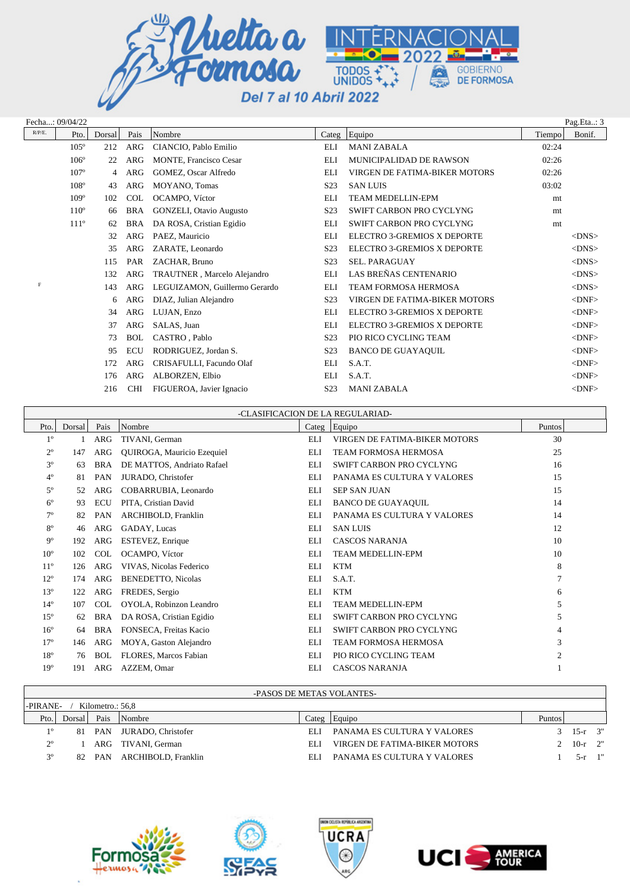Fecha...: 09/04/22 Pag.Eta..: 3

| R/P/E. | Pto. | Dorsal | Pais | Nombre | Categ | Equipo | Tiempo | Bonif. |
|---|---|---|---|---|---|---|---|---|
| | 105º | 212 | ARG | CIANCIO, Pablo Emilio | ELI | MANI ZABALA | 02:24 | |
| | 106º | 22 | ARG | MONTE, Francisco Cesar | ELI | MUNICIPALIDAD DE RAWSON | 02:26 | |
| | 107º | 4 | ARG | GOMEZ, Oscar Alfredo | ELI | VIRGEN DE FATIMA-BIKER MOTORS | 02:26 | |
| | 108º | 43 | ARG | MOYANO, Tomas | S23 | SAN LUIS | 03:02 | |
| | 109º | 102 | COL | OCAMPO, Víctor | ELI | TEAM MEDELLIN-EPM | mt | |
| | 110º | 66 | BRA | GONZELI, Otavio Augusto | S23 | SWIFT CARBON PRO CYCLYNG | mt | |
| | 111º | 62 | BRA | DA ROSA, Cristian Egidio | ELI | SWIFT CARBON PRO CYCLYNG | mt | |
| | | 32 | ARG | PAEZ, Mauricio | ELI | ELECTRO 3-GREMIOS X DEPORTE | | <DNS> |
| | | 35 | ARG | ZARATE, Leonardo | S23 | ELECTRO 3-GREMIOS X DEPORTE | | <DNS> |
| | | 115 | PAR | ZACHAR, Bruno | S23 | SEL. PARAGUAY | | <DNS> |
| | | 132 | ARG | TRAUTNER , Marcelo Alejandro | ELI | LAS BREÑAS CENTENARIO | | <DNS> |
| F | | 143 | ARG | LEGUIZAMON, Guillermo Gerardo | ELI | TEAM FORMOSA HERMOSA | | <DNS> |
| | | 6 | ARG | DIAZ, Julian Alejandro | S23 | VIRGEN DE FATIMA-BIKER MOTORS | | <DNF> |
| | | 34 | ARG | LUJAN, Enzo | ELI | ELECTRO 3-GREMIOS X DEPORTE | | <DNF> |
| | | 37 | ARG | SALAS, Juan | ELI | ELECTRO 3-GREMIOS X DEPORTE | | <DNF> |
| | | 73 | BOL | CASTRO , Pablo | S23 | PIO RICO CYCLING TEAM | | <DNF> |
| | | 95 | ECU | RODRIGUEZ, Jordan S. | S23 | BANCO DE GUAYAQUIL | | <DNF> |
| | | 172 | ARG | CRISAFULLI, Facundo Olaf | ELI | S.A.T. | | <DNF> |
| | | 176 | ARG | ALBORZEN, Elbio | ELI | S.A.T. | | <DNF> |
| | | 216 | CHI | FIGUEROA, Javier Ignacio | S23 | MANI ZABALA | | <DNF> |

## -CLASIFICACION DE LA REGULARIAD-

| Pto. | Dorsal | Pais | Nombre | Categ | Equipo | Puntos |
|---|---|---|---|---|---|---|
| 1º | 1 | ARG | TIVANI, German | ELI | VIRGEN DE FATIMA-BIKER MOTORS | 30 |
| 2º | 147 | ARG | QUIROGA, Mauricio Ezequiel | ELI | TEAM FORMOSA HERMOSA | 25 |
| 3º | 63 | BRA | DE MATTOS, Andriato Rafael | ELI | SWIFT CARBON PRO CYCLYNG | 16 |
| 4º | 81 | PAN | JURADO, Christofer | ELI | PANAMA ES CULTURA Y VALORES | 15 |
| 5º | 52 | ARG | COBARRUBIA, Leonardo | ELI | SEP SAN JUAN | 15 |
| 6º | 93 | ECU | PITA, Cristian David | ELI | BANCO DE GUAYAQUIL | 14 |
| 7º | 82 | PAN | ARCHIBOLD, Franklin | ELI | PANAMA ES CULTURA Y VALORES | 14 |
| 8º | 46 | ARG | GADAY, Lucas | ELI | SAN LUIS | 12 |
| 9º | 192 | ARG | ESTEVEZ, Enrique | ELI | CASCOS NARANJA | 10 |
| 10º | 102 | COL | OCAMPO, Víctor | ELI | TEAM MEDELLIN-EPM | 10 |
| 11º | 126 | ARG | VIVAS, Nicolas Federico | ELI | KTM | 8 |
| 12º | 174 | ARG | BENEDETTO, Nicolas | ELI | S.A.T. | 7 |
| 13º | 122 | ARG | FREDES, Sergio | ELI | KTM | 6 |
| 14º | 107 | COL | OYOLA, Robinzon Leandro | ELI | TEAM MEDELLIN-EPM | 5 |
| 15º | 62 | BRA | DA ROSA, Cristian Egidio | ELI | SWIFT CARBON PRO CYCLYNG | 5 |
| 16º | 64 | BRA | FONSECA, Freitas Kacio | ELI | SWIFT CARBON PRO CYCLYNG | 4 |
| 17º | 146 | ARG | MOYA, Gaston Alejandro | ELI | TEAM FORMOSA HERMOSA | 3 |
| 18º | 76 | BOL | FLORES, Marcos Fabian | ELI | PIO RICO CYCLING TEAM | 2 |
| 19º | 191 | ARG | AZZEM, Omar | ELI | CASCOS NARANJA | 1 |

## -PASOS DE METAS VOLANTES-

-PIRANE- / Kilometro.: 56,8

| Pto. | Dorsal | Pais | Nombre | Categ | Equipo | Puntos | | |
|---|---|---|---|---|---|---|---|---|
| 1º | 81 | PAN | JURADO, Christofer | ELI | PANAMA ES CULTURA Y VALORES | 3 | 15-r | 3" |
| 2º | 1 | ARG | TIVANI, German | ELI | VIRGEN DE FATIMA-BIKER MOTORS | 2 | 10-r | 2" |
| 3º | 82 | PAN | ARCHIBOLD, Franklin | ELI | PANAMA ES CULTURA Y VALORES | 1 | 5-r | 1" |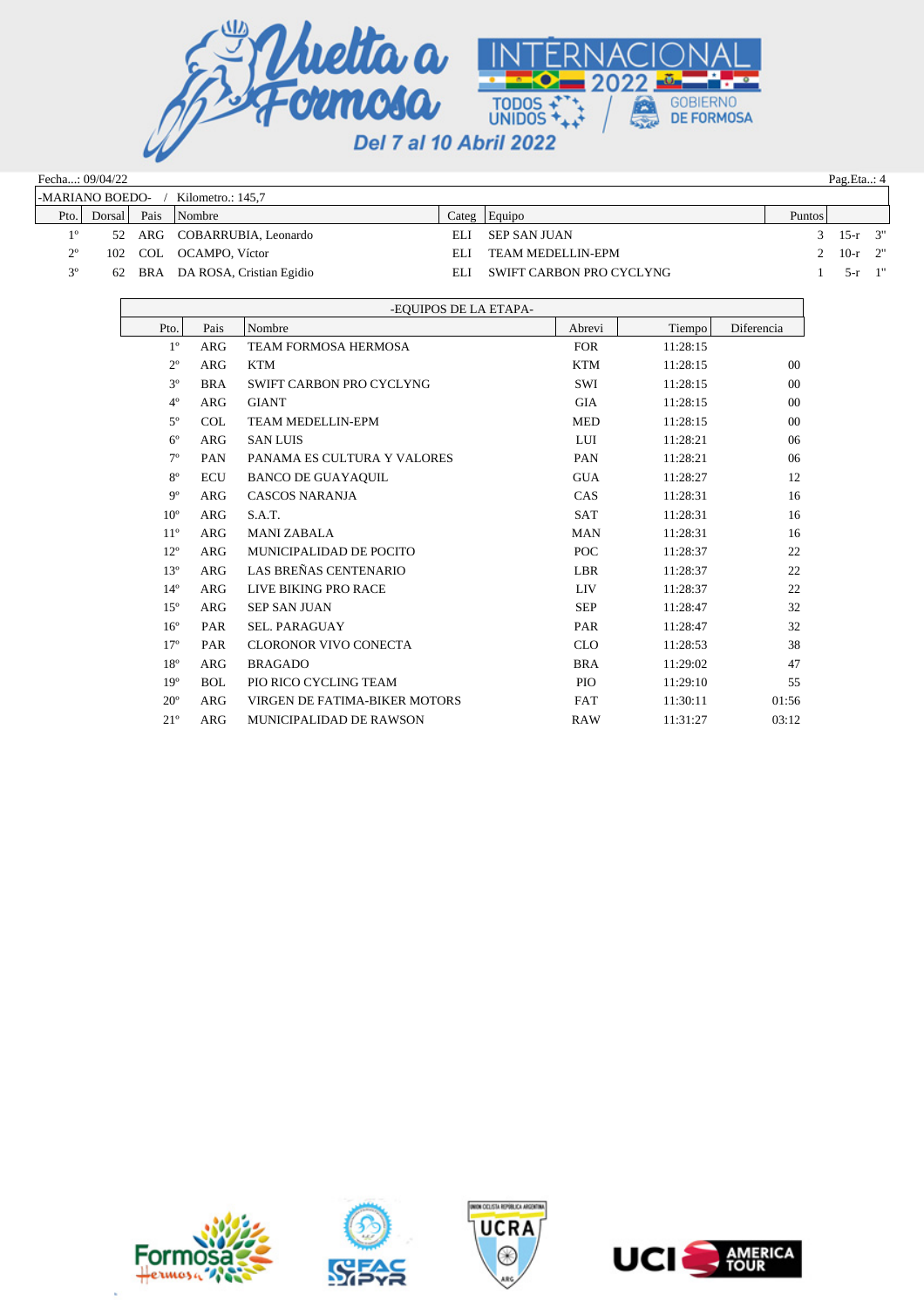Fecha...: 09/04/22

Pag.Eta..: 4

-MARIANO BOEDO- / Kilometro.: 145,7

| Pto. | Dorsal | Pais | Nombre | Categ | Equipo | Puntos | | |
|---|---|---|---|---|---|---|---|---|
| 1º | 52 | ARG | COBARRUBIA, Leonardo | ELI | SEP SAN JUAN | 3 | 15-r | 3" |
| 2º | 102 | COL | OCAMPO, Víctor | ELI | TEAM MEDELLIN-EPM | 2 | 10-r | 2" |
| 3º | 62 | BRA | DA ROSA, Cristian Egidio | ELI | SWIFT CARBON PRO CYCLYNG | 1 | 5-r | 1" |

-EQUIPOS DE LA ETAPA-

| Pto. | Pais | Nombre | Abrevi | Tiempo | Diferencia |
|---|---|---|---|---|---|
| 1º | ARG | TEAM FORMOSA HERMOSA | FOR | 11:28:15 | |
| 2º | ARG | KTM | KTM | 11:28:15 | 00 |
| 3º | BRA | SWIFT CARBON PRO CYCLYNG | SWI | 11:28:15 | 00 |
| 4º | ARG | GIANT | GIA | 11:28:15 | 00 |
| 5º | COL | TEAM MEDELLIN-EPM | MED | 11:28:15 | 00 |
| 6º | ARG | SAN LUIS | LUI | 11:28:21 | 06 |
| 7º | PAN | PANAMA ES CULTURA Y VALORES | PAN | 11:28:21 | 06 |
| 8º | ECU | BANCO DE GUAYAQUIL | GUA | 11:28:27 | 12 |
| 9º | ARG | CASCOS NARANJA | CAS | 11:28:31 | 16 |
| 10º | ARG | S.A.T. | SAT | 11:28:31 | 16 |
| 11º | ARG | MANI ZABALA | MAN | 11:28:31 | 16 |
| 12º | ARG | MUNICIPALIDAD DE POCITO | POC | 11:28:37 | 22 |
| 13º | ARG | LAS BREÑAS CENTENARIO | LBR | 11:28:37 | 22 |
| 14º | ARG | LIVE BIKING PRO RACE | LIV | 11:28:37 | 22 |
| 15º | ARG | SEP SAN JUAN | SEP | 11:28:47 | 32 |
| 16º | PAR | SEL. PARAGUAY | PAR | 11:28:47 | 32 |
| 17º | PAR | CLORONOR VIVO CONECTA | CLO | 11:28:53 | 38 |
| 18º | ARG | BRAGADO | BRA | 11:29:02 | 47 |
| 19º | BOL | PIO RICO CYCLING TEAM | PIO | 11:29:10 | 55 |
| 20º | ARG | VIRGEN DE FATIMA-BIKER MOTORS | FAT | 11:30:11 | 01:56 |
| 21º | ARG | MUNICIPALIDAD DE RAWSON | RAW | 11:31:27 | 03:12 |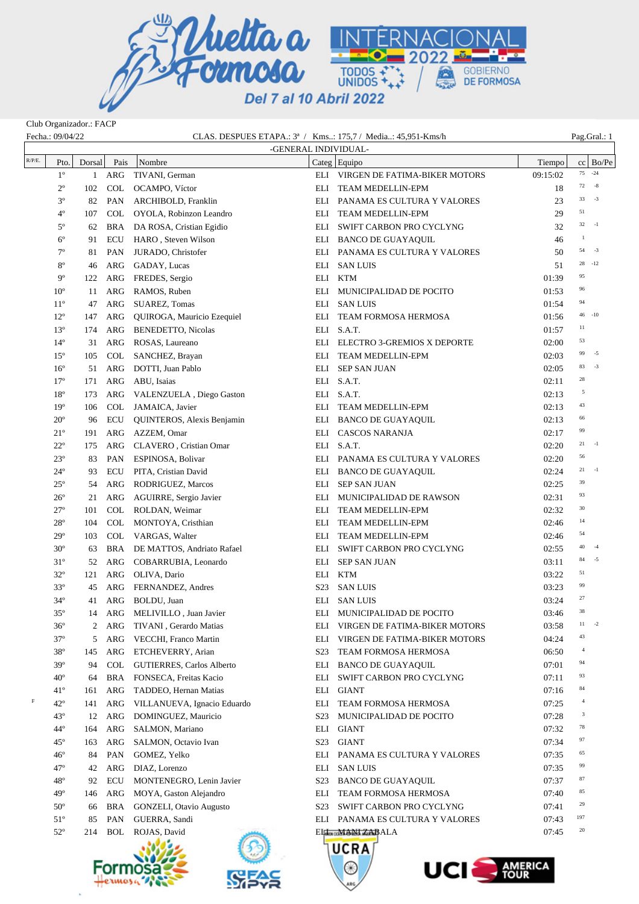Club Organizador.: FACP

Fecha.: 09/04/22 CLAS. DESPUES ETAPA.: 3ª / Kms..: 175,7 / Media..: 45,951-Kms/h Pag.Gral.: 1

-GENERAL INDIVIDUAL-

| R/P/E. | Pto. | Dorsal | Pais | Nombre | Categ | Equipo | Tiempo | cc | Bo/Pe |
|---|---|---|---|---|---|---|---|---|---|
| | 1º | 1 | ARG | TIVANI, German | ELI | VIRGEN DE FATIMA-BIKER MOTORS | 09:15:02 | 75 | -24 |
| | 2º | 102 | COL | OCAMPO, Víctor | ELI | TEAM MEDELLIN-EPM | 18 | 72 | -8 |
| | 3º | 82 | PAN | ARCHIBOLD, Franklin | ELI | PANAMA ES CULTURA Y VALORES | 23 | 33 | -3 |
| | 4º | 107 | COL | OYOLA, Robinzon Leandro | ELI | TEAM MEDELLIN-EPM | 29 | 51 | |
| | 5º | 62 | BRA | DA ROSA, Cristian Egidio | ELI | SWIFT CARBON PRO CYCLYNG | 32 | 32 | -1 |
| | 6º | 91 | ECU | HARO , Steven Wilson | ELI | BANCO DE GUAYAQUIL | 46 | 1 | |
| | 7º | 81 | PAN | JURADO, Christofer | ELI | PANAMA ES CULTURA Y VALORES | 50 | 54 | -3 |
| | 8º | 46 | ARG | GADAY, Lucas | ELI | SAN LUIS | 51 | 28 | -12 |
| | 9º | 122 | ARG | FREDES, Sergio | ELI | KTM | 01:39 | 95 | |
| | 10º | 11 | ARG | RAMOS, Ruben | ELI | MUNICIPALIDAD DE POCITO | 01:53 | 96 | |
| | 11º | 47 | ARG | SUAREZ, Tomas | ELI | SAN LUIS | 01:54 | 94 | |
| | 12º | 147 | ARG | QUIROGA, Mauricio Ezequiel | ELI | TEAM FORMOSA HERMOSA | 01:56 | 46 | -10 |
| | 13º | 174 | ARG | BENEDETTO, Nicolas | ELI | S.A.T. | 01:57 | 11 | |
| | 14º | 31 | ARG | ROSAS, Laureano | ELI | ELECTRO 3-GREMIOS X DEPORTE | 02:00 | 53 | |
| | 15º | 105 | COL | SANCHEZ, Brayan | ELI | TEAM MEDELLIN-EPM | 02:03 | 99 | -5 |
| | 16º | 51 | ARG | DOTTI, Juan Pablo | ELI | SEP SAN JUAN | 02:05 | 83 | -3 |
| | 17º | 171 | ARG | ABU, Isaias | ELI | S.A.T. | 02:11 | 28 | |
| | 18º | 173 | ARG | VALENZUELA , Diego Gaston | ELI | S.A.T. | 02:13 | 5 | |
| | 19º | 106 | COL | JAMAICA, Javier | ELI | TEAM MEDELLIN-EPM | 02:13 | 43 | |
| | 20º | 96 | ECU | QUINTEROS, Alexis Benjamin | ELI | BANCO DE GUAYAQUIL | 02:13 | 66 | |
| | 21º | 191 | ARG | AZZEM, Omar | ELI | CASCOS NARANJA | 02:17 | 99 | |
| | 22º | 175 | ARG | CLAVERO , Cristian Omar | ELI | S.A.T. | 02:20 | 21 | -1 |
| | 23º | 83 | PAN | ESPINOSA, Bolivar | ELI | PANAMA ES CULTURA Y VALORES | 02:20 | 56 | |
| | 24º | 93 | ECU | PITA, Cristian David | ELI | BANCO DE GUAYAQUIL | 02:24 | 21 | -1 |
| | 25º | 54 | ARG | RODRIGUEZ, Marcos | ELI | SEP SAN JUAN | 02:25 | 39 | |
| | 26º | 21 | ARG | AGUIRRE, Sergio Javier | ELI | MUNICIPALIDAD DE RAWSON | 02:31 | 93 | |
| | 27º | 101 | COL | ROLDAN, Weimar | ELI | TEAM MEDELLIN-EPM | 02:32 | 30 | |
| | 28º | 104 | COL | MONTOYA, Cristhian | ELI | TEAM MEDELLIN-EPM | 02:46 | 14 | |
| | 29º | 103 | COL | VARGAS, Walter | ELI | TEAM MEDELLIN-EPM | 02:46 | 54 | |
| | 30º | 63 | BRA | DE MATTOS, Andriato Rafael | ELI | SWIFT CARBON PRO CYCLYNG | 02:55 | 40 | -4 |
| | 31º | 52 | ARG | COBARRUBIA, Leonardo | ELI | SEP SAN JUAN | 03:11 | 84 | -5 |
| | 32º | 121 | ARG | OLIVA, Dario | ELI | KTM | 03:22 | 51 | |
| | 33º | 45 | ARG | FERNANDEZ, Andres | S23 | SAN LUIS | 03:23 | 99 | |
| | 34º | 41 | ARG | BOLDU, Juan | ELI | SAN LUIS | 03:24 | 27 | |
| | 35º | 14 | ARG | MELIVILLO , Juan Javier | ELI | MUNICIPALIDAD DE POCITO | 03:46 | 38 | |
| | 36º | 2 | ARG | TIVANI , Gerardo Matias | ELI | VIRGEN DE FATIMA-BIKER MOTORS | 03:58 | 11 | -2 |
| | 37º | 5 | ARG | VECCHI, Franco Martin | ELI | VIRGEN DE FATIMA-BIKER MOTORS | 04:24 | 43 | |
| | 38º | 145 | ARG | ETCHEVERRY, Arian | S23 | TEAM FORMOSA HERMOSA | 06:50 | 4 | |
| | 39º | 94 | COL | GUTIERRES, Carlos Alberto | ELI | BANCO DE GUAYAQUIL | 07:01 | 94 | |
| | 40º | 64 | BRA | FONSECA, Freitas Kacio | ELI | SWIFT CARBON PRO CYCLYNG | 07:11 | 93 | |
| | 41º | 161 | ARG | TADDEO, Hernan Matias | ELI | GIANT | 07:16 | 84 | |
| F | 42º | 141 | ARG | VILLANUEVA, Ignacio Eduardo | ELI | TEAM FORMOSA HERMOSA | 07:25 | 4 | |
| | 43º | 12 | ARG | DOMINGUEZ, Mauricio | S23 | MUNICIPALIDAD DE POCITO | 07:28 | 3 | |
| | 44º | 164 | ARG | SALMON, Mariano | ELI | GIANT | 07:32 | 78 | |
| | 45º | 163 | ARG | SALMON, Octavio Ivan | S23 | GIANT | 07:34 | 97 | |
| | 46º | 84 | PAN | GOMEZ, Yelko | ELI | PANAMA ES CULTURA Y VALORES | 07:35 | 65 | |
| | 47º | 42 | ARG | DIAZ, Lorenzo | ELI | SAN LUIS | 07:35 | 99 | |
| | 48º | 92 | ECU | MONTENEGRO, Lenin Javier | S23 | BANCO DE GUAYAQUIL | 07:37 | 87 | |
| | 49º | 146 | ARG | MOYA, Gaston Alejandro | ELI | TEAM FORMOSA HERMOSA | 07:40 | 85 | |
| | 50º | 66 | BRA | GONZELI, Otavio Augusto | S23 | SWIFT CARBON PRO CYCLYNG | 07:41 | 29 | |
| | 51º | 85 | PAN | GUERRA, Sandi | ELI | PANAMA ES CULTURA Y VALORES | 07:43 | 197 | |
| | 52º | 214 | BOL | ROJAS, David | ELI | MANIZABALA | 07:45 | 20 | |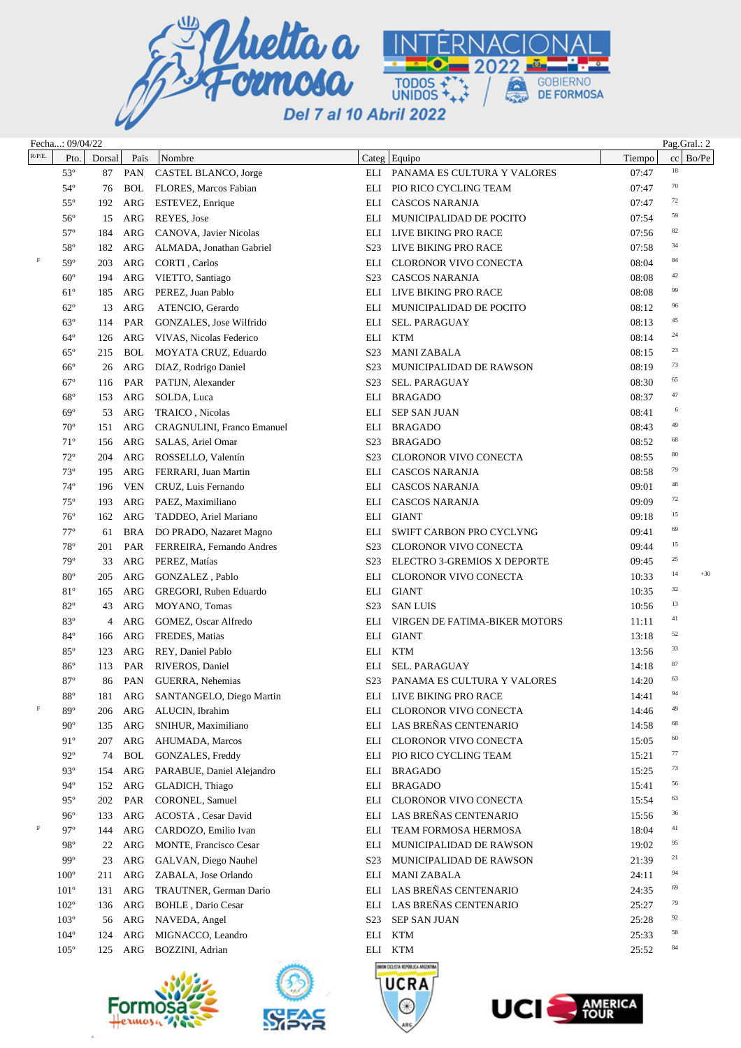Vuelta a Formosa Internacional 2022 — Del 7 al 10 Abril 2022

Fecha...: 09/04/22

Pag.Gral.: 2

| R/P/E. | Pto. | Dorsal | Pais | Nombre | Categ | Equipo | Tiempo | cc | Bo/Pe |
|---|---|---|---|---|---|---|---|---|---|
| | 53º | 87 | PAN | CASTEL BLANCO, Jorge | ELI | PANAMA ES CULTURA Y VALORES | 07:47 | 18 | |
| | 54º | 76 | BOL | FLORES, Marcos Fabian | ELI | PIO RICO CYCLING TEAM | 07:47 | 70 | |
| | 55º | 192 | ARG | ESTEVEZ, Enrique | ELI | CASCOS NARANJA | 07:47 | 72 | |
| | 56º | 15 | ARG | REYES, Jose | ELI | MUNICIPALIDAD DE POCITO | 07:54 | 59 | |
| | 57º | 184 | ARG | CANOVA, Javier Nicolas | ELI | LIVE BIKING PRO RACE | 07:56 | 82 | |
| | 58º | 182 | ARG | ALMADA, Jonathan Gabriel | S23 | LIVE BIKING PRO RACE | 07:58 | 34 | |
| F | 59º | 203 | ARG | CORTI , Carlos | ELI | CLORONOR VIVO CONECTA | 08:04 | 84 | |
| | 60º | 194 | ARG | VIETTO, Santiago | S23 | CASCOS NARANJA | 08:08 | 42 | |
| | 61º | 185 | ARG | PEREZ, Juan Pablo | ELI | LIVE BIKING PRO RACE | 08:08 | 99 | |
| | 62º | 13 | ARG | ATENCIO, Gerardo | ELI | MUNICIPALIDAD DE POCITO | 08:12 | 96 | |
| | 63º | 114 | PAR | GONZALES, Jose Wilfrido | ELI | SEL. PARAGUAY | 08:13 | 45 | |
| | 64º | 126 | ARG | VIVAS, Nicolas Federico | ELI | KTM | 08:14 | 24 | |
| | 65º | 215 | BOL | MOYATA CRUZ, Eduardo | S23 | MANI ZABALA | 08:15 | 23 | |
| | 66º | 26 | ARG | DIAZ, Rodrigo Daniel | S23 | MUNICIPALIDAD DE RAWSON | 08:19 | 73 | |
| | 67º | 116 | PAR | PATIJN, Alexander | S23 | SEL. PARAGUAY | 08:30 | 65 | |
| | 68º | 153 | ARG | SOLDA, Luca | ELI | BRAGADO | 08:37 | 47 | |
| | 69º | 53 | ARG | TRAICO , Nicolas | ELI | SEP SAN JUAN | 08:41 | 6 | |
| | 70º | 151 | ARG | CRAGNULINI, Franco Emanuel | ELI | BRAGADO | 08:43 | 49 | |
| | 71º | 156 | ARG | SALAS, Ariel Omar | S23 | BRAGADO | 08:52 | 68 | |
| | 72º | 204 | ARG | ROSSELLO, Valentín | S23 | CLORONOR VIVO CONECTA | 08:55 | 80 | |
| | 73º | 195 | ARG | FERRARI, Juan Martin | ELI | CASCOS NARANJA | 08:58 | 79 | |
| | 74º | 196 | VEN | CRUZ, Luis Fernando | ELI | CASCOS NARANJA | 09:01 | 48 | |
| | 75º | 193 | ARG | PAEZ, Maximiliano | ELI | CASCOS NARANJA | 09:09 | 72 | |
| | 76º | 162 | ARG | TADDEO, Ariel Mariano | ELI | GIANT | 09:18 | 15 | |
| | 77º | 61 | BRA | DO PRADO, Nazaret Magno | ELI | SWIFT CARBON PRO CYCLYNG | 09:41 | 69 | |
| | 78º | 201 | PAR | FERREIRA, Fernando Andres | S23 | CLORONOR VIVO CONECTA | 09:44 | 15 | |
| | 79º | 33 | ARG | PEREZ, Matías | S23 | ELECTRO 3-GREMIOS X DEPORTE | 09:45 | 25 | |
| | 80º | 205 | ARG | GONZALEZ , Pablo | ELI | CLORONOR VIVO CONECTA | 10:33 | 14 | +30 |
| | 81º | 165 | ARG | GREGORI, Ruben Eduardo | ELI | GIANT | 10:35 | 32 | |
| | 82º | 43 | ARG | MOYANO, Tomas | S23 | SAN LUIS | 10:56 | 13 | |
| | 83º | 4 | ARG | GOMEZ, Oscar Alfredo | ELI | VIRGEN DE FATIMA-BIKER MOTORS | 11:11 | 41 | |
| | 84º | 166 | ARG | FREDES, Matias | ELI | GIANT | 13:18 | 52 | |
| | 85º | 123 | ARG | REY, Daniel Pablo | ELI | KTM | 13:56 | 33 | |
| | 86º | 113 | PAR | RIVEROS, Daniel | ELI | SEL. PARAGUAY | 14:18 | 87 | |
| | 87º | 86 | PAN | GUERRA, Nehemias | S23 | PANAMA ES CULTURA Y VALORES | 14:20 | 63 | |
| | 88º | 181 | ARG | SANTANGELO, Diego Martin | ELI | LIVE BIKING PRO RACE | 14:41 | 94 | |
| F | 89º | 206 | ARG | ALUCIN, Ibrahim | ELI | CLORONOR VIVO CONECTA | 14:46 | 49 | |
| | 90º | 135 | ARG | SNIHUR, Maximiliano | ELI | LAS BREÑAS CENTENARIO | 14:58 | 68 | |
| | 91º | 207 | ARG | AHUMADA, Marcos | ELI | CLORONOR VIVO CONECTA | 15:05 | 60 | |
| | 92º | 74 | BOL | GONZALES, Freddy | ELI | PIO RICO CYCLING TEAM | 15:21 | 77 | |
| | 93º | 154 | ARG | PARABUE, Daniel Alejandro | ELI | BRAGADO | 15:25 | 73 | |
| | 94º | 152 | ARG | GLADICH, Thiago | ELI | BRAGADO | 15:41 | 56 | |
| | 95º | 202 | PAR | CORONEL, Samuel | ELI | CLORONOR VIVO CONECTA | 15:54 | 63 | |
| | 96º | 133 | ARG | ACOSTA , Cesar David | ELI | LAS BREÑAS CENTENARIO | 15:56 | 36 | |
| F | 97º | 144 | ARG | CARDOZO, Emilio Ivan | ELI | TEAM FORMOSA HERMOSA | 18:04 | 41 | |
| | 98º | 22 | ARG | MONTE, Francisco Cesar | ELI | MUNICIPALIDAD DE RAWSON | 19:02 | 95 | |
| | 99º | 23 | ARG | GALVAN, Diego Nauhel | S23 | MUNICIPALIDAD DE RAWSON | 21:39 | 21 | |
| | 100º | 211 | ARG | ZABALA, Jose Orlando | ELI | MANI ZABALA | 24:11 | 94 | |
| | 101º | 131 | ARG | TRAUTNER, German Dario | ELI | LAS BREÑAS CENTENARIO | 24:35 | 69 | |
| | 102º | 136 | ARG | BOHLE , Dario Cesar | ELI | LAS BREÑAS CENTENARIO | 25:27 | 79 | |
| | 103º | 56 | ARG | NAVEDA, Angel | S23 | SEP SAN JUAN | 25:28 | 92 | |
| | 104º | 124 | ARG | MIGNACCO, Leandro | ELI | KTM | 25:33 | 58 | |
| | 105º | 125 | ARG | BOZZINI, Adrian | ELI | KTM | 25:52 | 84 | |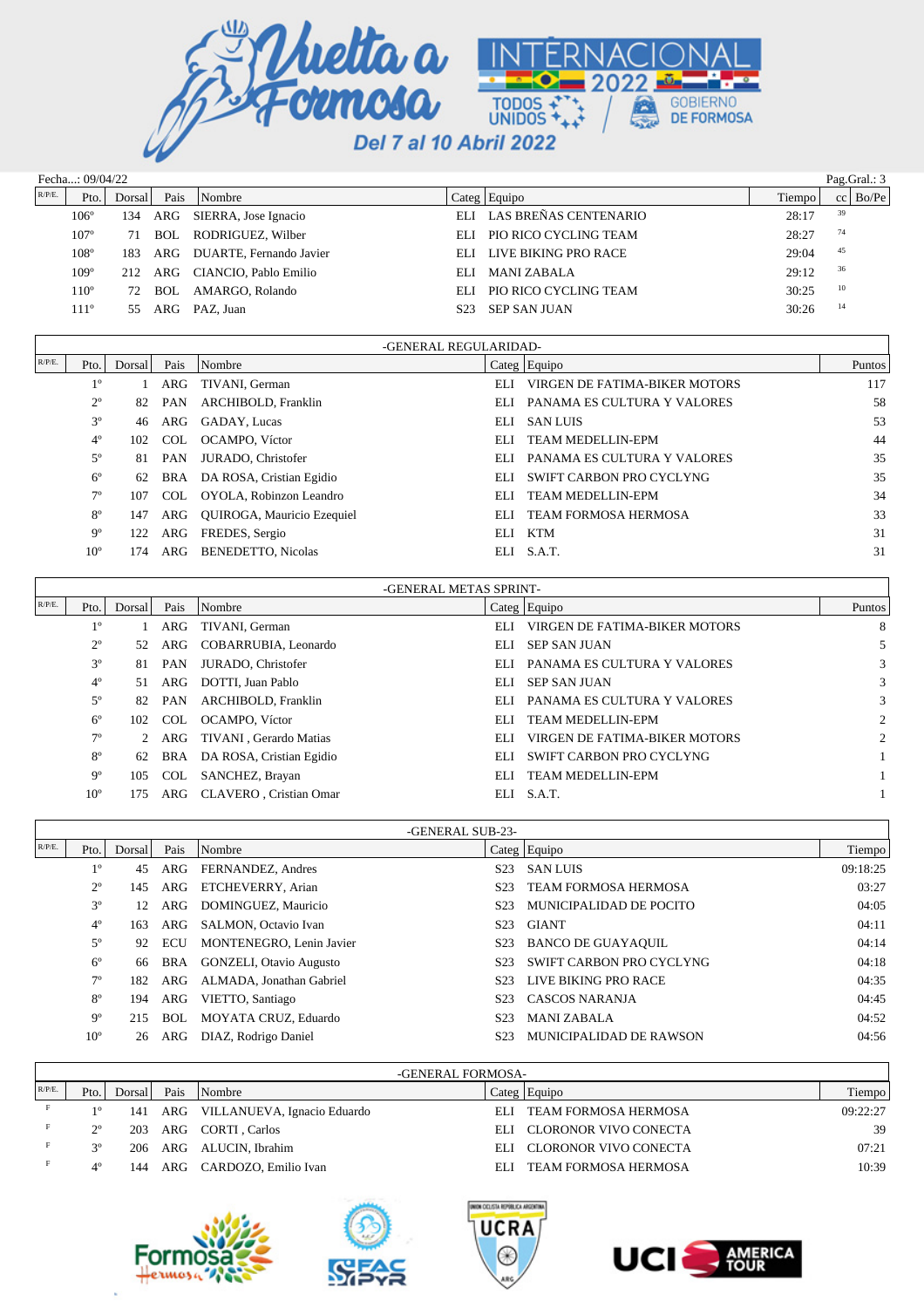Fecha...: 09/04/22

| R/P/E. | Pto. | Dorsal | Pais | Nombre | Categ | Equipo | Tiempo | cc | Bo/Pe |
|---|---|---|---|---|---|---|---|---|---|
| | 106º | 134 | ARG | SIERRA, Jose Ignacio | ELI | LAS BREÑAS CENTENARIO | 28:17 | 39 | |
| | 107º | 71 | BOL | RODRIGUEZ, Wilber | ELI | PIO RICO CYCLING TEAM | 28:27 | 74 | |
| | 108º | 183 | ARG | DUARTE, Fernando Javier | ELI | LIVE BIKING PRO RACE | 29:04 | 45 | |
| | 109º | 212 | ARG | CIANCIO, Pablo Emilio | ELI | MANI ZABALA | 29:12 | 36 | |
| | 110º | 72 | BOL | AMARGO, Rolando | ELI | PIO RICO CYCLING TEAM | 30:25 | 10 | |
| | 111º | 55 | ARG | PAZ, Juan | S23 | SEP SAN JUAN | 30:26 | 14 | |

## -GENERAL REGULARIDAD-

| R/P/E. | Pto. | Dorsal | Pais | Nombre | Categ | Equipo | Puntos |
|---|---|---|---|---|---|---|---|
| | 1º | 1 | ARG | TIVANI, German | ELI | VIRGEN DE FATIMA-BIKER MOTORS | 117 |
| | 2º | 82 | PAN | ARCHIBOLD, Franklin | ELI | PANAMA ES CULTURA Y VALORES | 58 |
| | 3º | 46 | ARG | GADAY, Lucas | ELI | SAN LUIS | 53 |
| | 4º | 102 | COL | OCAMPO, Víctor | ELI | TEAM MEDELLIN-EPM | 44 |
| | 5º | 81 | PAN | JURADO, Christofer | ELI | PANAMA ES CULTURA Y VALORES | 35 |
| | 6º | 62 | BRA | DA ROSA, Cristian Egidio | ELI | SWIFT CARBON PRO CYCLYNG | 35 |
| | 7º | 107 | COL | OYOLA, Robinzon Leandro | ELI | TEAM MEDELLIN-EPM | 34 |
| | 8º | 147 | ARG | QUIROGA, Mauricio Ezequiel | ELI | TEAM FORMOSA HERMOSA | 33 |
| | 9º | 122 | ARG | FREDES, Sergio | ELI | KTM | 31 |
| | 10º | 174 | ARG | BENEDETTO, Nicolas | ELI | S.A.T. | 31 |

## -GENERAL METAS SPRINT-

| R/P/E. | Pto. | Dorsal | Pais | Nombre | Categ | Equipo | Puntos |
|---|---|---|---|---|---|---|---|
| | 1º | 1 | ARG | TIVANI, German | ELI | VIRGEN DE FATIMA-BIKER MOTORS | 8 |
| | 2º | 52 | ARG | COBARRUBIA, Leonardo | ELI | SEP SAN JUAN | 5 |
| | 3º | 81 | PAN | JURADO, Christofer | ELI | PANAMA ES CULTURA Y VALORES | 3 |
| | 4º | 51 | ARG | DOTTI, Juan Pablo | ELI | SEP SAN JUAN | 3 |
| | 5º | 82 | PAN | ARCHIBOLD, Franklin | ELI | PANAMA ES CULTURA Y VALORES | 3 |
| | 6º | 102 | COL | OCAMPO, Víctor | ELI | TEAM MEDELLIN-EPM | 2 |
| | 7º | 2 | ARG | TIVANI , Gerardo Matias | ELI | VIRGEN DE FATIMA-BIKER MOTORS | 2 |
| | 8º | 62 | BRA | DA ROSA, Cristian Egidio | ELI | SWIFT CARBON PRO CYCLYNG | 1 |
| | 9º | 105 | COL | SANCHEZ, Brayan | ELI | TEAM MEDELLIN-EPM | 1 |
| | 10º | 175 | ARG | CLAVERO , Cristian Omar | ELI | S.A.T. | 1 |

## -GENERAL SUB-23-

| R/P/E. | Pto. | Dorsal | Pais | Nombre | Categ | Equipo | Tiempo |
|---|---|---|---|---|---|---|---|
| | 1º | 45 | ARG | FERNANDEZ, Andres | S23 | SAN LUIS | 09:18:25 |
| | 2º | 145 | ARG | ETCHEVERRY, Arian | S23 | TEAM FORMOSA HERMOSA | 03:27 |
| | 3º | 12 | ARG | DOMINGUEZ, Mauricio | S23 | MUNICIPALIDAD DE POCITO | 04:05 |
| | 4º | 163 | ARG | SALMON, Octavio Ivan | S23 | GIANT | 04:11 |
| | 5º | 92 | ECU | MONTENEGRO, Lenin Javier | S23 | BANCO DE GUAYAQUIL | 04:14 |
| | 6º | 66 | BRA | GONZELI, Otavio Augusto | S23 | SWIFT CARBON PRO CYCLYNG | 04:18 |
| | 7º | 182 | ARG | ALMADA, Jonathan Gabriel | S23 | LIVE BIKING PRO RACE | 04:35 |
| | 8º | 194 | ARG | VIETTO, Santiago | S23 | CASCOS NARANJA | 04:45 |
| | 9º | 215 | BOL | MOYATA CRUZ, Eduardo | S23 | MANI ZABALA | 04:52 |
| | 10º | 26 | ARG | DIAZ, Rodrigo Daniel | S23 | MUNICIPALIDAD DE RAWSON | 04:56 |

## -GENERAL FORMOSA-

| R/P/E. | Pto. | Dorsal | Pais | Nombre | Categ | Equipo | Tiempo |
|---|---|---|---|---|---|---|---|
| F | 1º | 141 | ARG | VILLANUEVA, Ignacio Eduardo | ELI | TEAM FORMOSA HERMOSA | 09:22:27 |
| F | 2º | 203 | ARG | CORTI , Carlos | ELI | CLORONOR VIVO CONECTA | 39 |
| F | 3º | 206 | ARG | ALUCIN, Ibrahim | ELI | CLORONOR VIVO CONECTA | 07:21 |
| F | 4º | 144 | ARG | CARDOZO, Emilio Ivan | ELI | TEAM FORMOSA HERMOSA | 10:39 |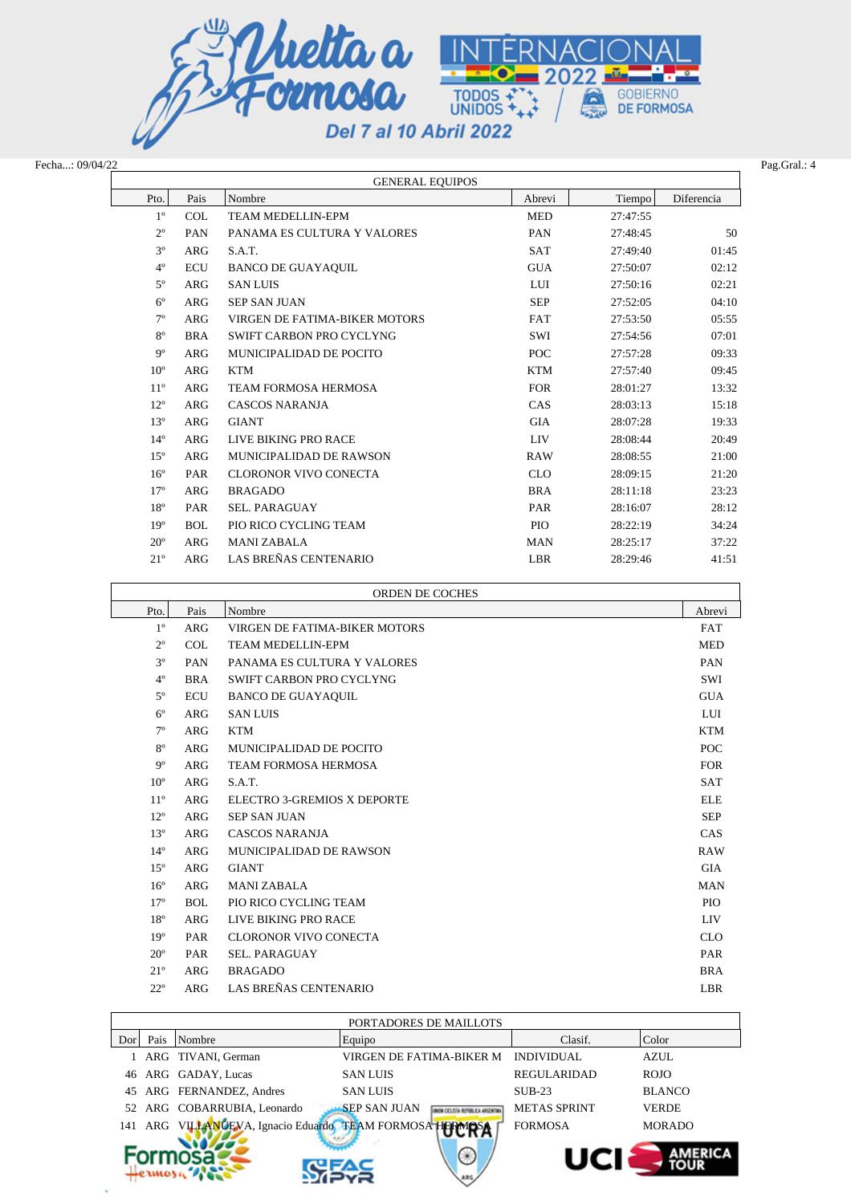Fecha...: 09/04/22

Pag.Gral.: 4

## GENERAL EQUIPOS

| Pto. | Pais | Nombre | Abrevi | Tiempo | Diferencia |
|---|---|---|---|---|---|
| 1º | COL | TEAM MEDELLIN-EPM | MED | 27:47:55 | |
| 2º | PAN | PANAMA ES CULTURA Y VALORES | PAN | 27:48:45 | 50 |
| 3º | ARG | S.A.T. | SAT | 27:49:40 | 01:45 |
| 4º | ECU | BANCO DE GUAYAQUIL | GUA | 27:50:07 | 02:12 |
| 5º | ARG | SAN LUIS | LUI | 27:50:16 | 02:21 |
| 6º | ARG | SEP SAN JUAN | SEP | 27:52:05 | 04:10 |
| 7º | ARG | VIRGEN DE FATIMA-BIKER MOTORS | FAT | 27:53:50 | 05:55 |
| 8º | BRA | SWIFT CARBON PRO CYCLYNG | SWI | 27:54:56 | 07:01 |
| 9º | ARG | MUNICIPALIDAD DE POCITO | POC | 27:57:28 | 09:33 |
| 10º | ARG | KTM | KTM | 27:57:40 | 09:45 |
| 11º | ARG | TEAM FORMOSA HERMOSA | FOR | 28:01:27 | 13:32 |
| 12º | ARG | CASCOS NARANJA | CAS | 28:03:13 | 15:18 |
| 13º | ARG | GIANT | GIA | 28:07:28 | 19:33 |
| 14º | ARG | LIVE BIKING PRO RACE | LIV | 28:08:44 | 20:49 |
| 15º | ARG | MUNICIPALIDAD DE RAWSON | RAW | 28:08:55 | 21:00 |
| 16º | PAR | CLORONOR VIVO CONECTA | CLO | 28:09:15 | 21:20 |
| 17º | ARG | BRAGADO | BRA | 28:11:18 | 23:23 |
| 18º | PAR | SEL. PARAGUAY | PAR | 28:16:07 | 28:12 |
| 19º | BOL | PIO RICO CYCLING TEAM | PIO | 28:22:19 | 34:24 |
| 20º | ARG | MANI ZABALA | MAN | 28:25:17 | 37:22 |
| 21º | ARG | LAS BREÑAS CENTENARIO | LBR | 28:29:46 | 41:51 |

## ORDEN DE COCHES

| Pto. | Pais | Nombre | Abrevi |
|---|---|---|---|
| 1º | ARG | VIRGEN DE FATIMA-BIKER MOTORS | FAT |
| 2º | COL | TEAM MEDELLIN-EPM | MED |
| 3º | PAN | PANAMA ES CULTURA Y VALORES | PAN |
| 4º | BRA | SWIFT CARBON PRO CYCLYNG | SWI |
| 5º | ECU | BANCO DE GUAYAQUIL | GUA |
| 6º | ARG | SAN LUIS | LUI |
| 7º | ARG | KTM | KTM |
| 8º | ARG | MUNICIPALIDAD DE POCITO | POC |
| 9º | ARG | TEAM FORMOSA HERMOSA | FOR |
| 10º | ARG | S.A.T. | SAT |
| 11º | ARG | ELECTRO 3-GREMIOS X DEPORTE | ELE |
| 12º | ARG | SEP SAN JUAN | SEP |
| 13º | ARG | CASCOS NARANJA | CAS |
| 14º | ARG | MUNICIPALIDAD DE RAWSON | RAW |
| 15º | ARG | GIANT | GIA |
| 16º | ARG | MANI ZABALA | MAN |
| 17º | BOL | PIO RICO CYCLING TEAM | PIO |
| 18º | ARG | LIVE BIKING PRO RACE | LIV |
| 19º | PAR | CLORONOR VIVO CONECTA | CLO |
| 20º | PAR | SEL. PARAGUAY | PAR |
| 21º | ARG | BRAGADO | BRA |
| 22º | ARG | LAS BREÑAS CENTENARIO | LBR |

## PORTADORES DE MAILLOTS

| Dor | Pais | Nombre | Equipo | Clasif. | Color |
|---|---|---|---|---|---|
| 1 | ARG | TIVANI, German | VIRGEN DE FATIMA-BIKER M | INDIVIDUAL | AZUL |
| 46 | ARG | GADAY, Lucas | SAN LUIS | REGULARIDAD | ROJO |
| 45 | ARG | FERNANDEZ, Andres | SAN LUIS | SUB-23 | BLANCO |
| 52 | ARG | COBARRUBIA, Leonardo | SEP SAN JUAN | METAS SPRINT | VERDE |
| 141 | ARG | VILLANUEVA, Ignacio Eduardo | TEAM FORMOSA HERMOSA | FORMOSA | MORADO |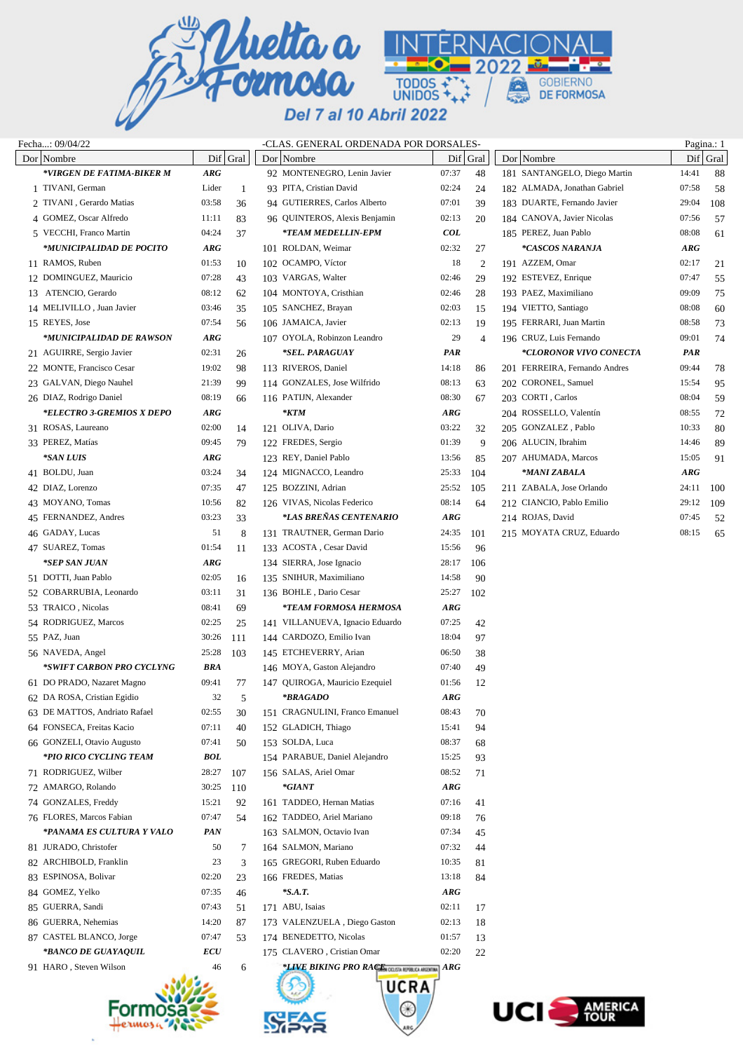Vuelta a Formosa INTERNACIONAL 2022

Del 7 al 10 Abril 2022

Fecha...: 09/04/22

-CLAS. GENERAL ORDENADA POR DORSALES-

| Dor | Nombre | Dif | Gral |
|---|---|---|---|
| | *VIRGEN DE FATIMA-BIKER M | ARG | |
| 1 | TIVANI, German | Lider | 1 |
| 2 | TIVANI , Gerardo Matias | 03:58 | 36 |
| 4 | GOMEZ, Oscar Alfredo | 11:11 | 83 |
| 5 | VECCHI, Franco Martin | 04:24 | 37 |
| | *MUNICIPALIDAD DE POCITO | ARG | |
| 11 | RAMOS, Ruben | 01:53 | 10 |
| 12 | DOMINGUEZ, Mauricio | 07:28 | 43 |
| 13 | ATENCIO, Gerardo | 08:12 | 62 |
| 14 | MELIVILLO , Juan Javier | 03:46 | 35 |
| 15 | REYES, Jose | 07:54 | 56 |
| | *MUNICIPALIDAD DE RAWSON | ARG | |
| 21 | AGUIRRE, Sergio Javier | 02:31 | 26 |
| 22 | MONTE, Francisco Cesar | 19:02 | 98 |
| 23 | GALVAN, Diego Nauhel | 21:39 | 99 |
| 26 | DIAZ, Rodrigo Daniel | 08:19 | 66 |
| | *ELECTRO 3-GREMIOS X DEPO | ARG | |
| 31 | ROSAS, Laureano | 02:00 | 14 |
| 33 | PEREZ, Matías | 09:45 | 79 |
| | *SAN LUIS | ARG | |
| 41 | BOLDU, Juan | 03:24 | 34 |
| 42 | DIAZ, Lorenzo | 07:35 | 47 |
| 43 | MOYANO, Tomas | 10:56 | 82 |
| 45 | FERNANDEZ, Andres | 03:23 | 33 |
| 46 | GADAY, Lucas | 51 | 8 |
| 47 | SUAREZ, Tomas | 01:54 | 11 |
| | *SEP SAN JUAN | ARG | |
| 51 | DOTTI, Juan Pablo | 02:05 | 16 |
| 52 | COBARRUBIA, Leonardo | 03:11 | 31 |
| 53 | TRAICO , Nicolas | 08:41 | 69 |
| 54 | RODRIGUEZ, Marcos | 02:25 | 25 |
| 55 | PAZ, Juan | 30:26 | 111 |
| 56 | NAVEDA, Angel | 25:28 | 103 |
| | *SWIFT CARBON PRO CYCLYNG | BRA | |
| 61 | DO PRADO, Nazaret Magno | 09:41 | 77 |
| 62 | DA ROSA, Cristian Egidio | 32 | 5 |
| 63 | DE MATTOS, Andriato Rafael | 02:55 | 30 |
| 64 | FONSECA, Freitas Kacio | 07:11 | 40 |
| 66 | GONZELI, Otavio Augusto | 07:41 | 50 |
| | *PIO RICO CYCLING TEAM | BOL | |
| 71 | RODRIGUEZ, Wilber | 28:27 | 107 |
| 72 | AMARGO, Rolando | 30:25 | 110 |
| 74 | GONZALES, Freddy | 15:21 | 92 |
| 76 | FLORES, Marcos Fabian | 07:47 | 54 |
| | *PANAMA ES CULTURA Y VALO | PAN | |
| 81 | JURADO, Christofer | 50 | 7 |
| 82 | ARCHIBOLD, Franklin | 23 | 3 |
| 83 | ESPINOSA, Bolivar | 02:20 | 23 |
| 84 | GOMEZ, Yelko | 07:35 | 46 |
| 85 | GUERRA, Sandi | 07:43 | 51 |
| 86 | GUERRA, Nehemias | 14:20 | 87 |
| 87 | CASTEL BLANCO, Jorge | 07:47 | 53 |
| | *BANCO DE GUAYAQUIL | ECU | |
| 91 | HARO , Steven Wilson | 46 | 6 |
| 92 | MONTENEGRO, Lenin Javier | 07:37 | 48 |
| 93 | PITA, Cristian David | 02:24 | 24 |
| 94 | GUTIERRES, Carlos Alberto | 07:01 | 39 |
| 96 | QUINTEROS, Alexis Benjamin | 02:13 | 20 |
| | *TEAM MEDELLIN-EPM | COL | |
| 101 | ROLDAN, Weimar | 02:32 | 27 |
| 102 | OCAMPO, Víctor | 18 | 2 |
| 103 | VARGAS, Walter | 02:46 | 29 |
| 104 | MONTOYA, Cristhian | 02:46 | 28 |
| 105 | SANCHEZ, Brayan | 02:03 | 15 |
| 106 | JAMAICA, Javier | 02:13 | 19 |
| 107 | OYOLA, Robinzon Leandro | 29 | 4 |
| | *SEL. PARAGUAY | PAR | |
| 113 | RIVEROS, Daniel | 14:18 | 86 |
| 114 | GONZALES, Jose Wilfrido | 08:13 | 63 |
| 116 | PATIJN, Alexander | 08:30 | 67 |
| | *KTM | ARG | |
| 121 | OLIVA, Dario | 03:22 | 32 |
| 122 | FREDES, Sergio | 01:39 | 9 |
| 123 | REY, Daniel Pablo | 13:56 | 85 |
| 124 | MIGNACCO, Leandro | 25:33 | 104 |
| 125 | BOZZINI, Adrian | 25:52 | 105 |
| 126 | VIVAS, Nicolas Federico | 08:14 | 64 |
| | *LAS BREÑAS CENTENARIO | ARG | |
| 131 | TRAUTNER, German Dario | 24:35 | 101 |
| 133 | ACOSTA , Cesar David | 15:56 | 96 |
| 134 | SIERRA, Jose Ignacio | 28:17 | 106 |
| 135 | SNIHUR, Maximiliano | 14:58 | 90 |
| 136 | BOHLE , Dario Cesar | 25:27 | 102 |
| | *TEAM FORMOSA HERMOSA | ARG | |
| 141 | VILLANUEVA, Ignacio Eduardo | 07:25 | 42 |
| 144 | CARDOZO, Emilio Ivan | 18:04 | 97 |
| 145 | ETCHEVERRY, Arian | 06:50 | 38 |
| 146 | MOYA, Gaston Alejandro | 07:40 | 49 |
| 147 | QUIROGA, Mauricio Ezequiel | 01:56 | 12 |
| | *BRAGADO | ARG | |
| 151 | CANGRNULINI, Franco Emanuel | 08:43 | 70 |
| 152 | GLADICH, Thiago | 15:41 | 94 |
| 153 | SOLDA, Luca | 08:37 | 68 |
| 154 | PARABUE, Daniel Alejandro | 15:25 | 93 |
| 156 | SALAS, Ariel Omar | 08:52 | 71 |
| | *GIANT | ARG | |
| 161 | TADDEO, Hernan Matias | 07:16 | 41 |
| 162 | TADDEO, Ariel Mariano | 09:18 | 76 |
| 163 | SALMON, Octavio Ivan | 07:34 | 45 |
| 164 | SALMON, Mariano | 07:32 | 44 |
| 165 | GREGORI, Ruben Eduardo | 10:35 | 81 |
| 166 | FREDES, Matias | 13:18 | 84 |
| | *S.A.T. | ARG | |
| 171 | ABU, Isaias | 02:11 | 17 |
| 173 | VALENZUELA , Diego Gaston | 02:13 | 18 |
| 174 | BENEDETTO, Nicolas | 01:57 | 13 |
| 175 | CLAVERO , Cristian Omar | 02:20 | 22 |
| | *LIVE BIKING PRO RACE | ARG | |
| 181 | SANTANGELO, Diego Martin | 14:41 | 88 |
| 182 | ALMADA, Jonathan Gabriel | 07:58 | 58 |
| 183 | DUARTE, Fernando Javier | 29:04 | 108 |
| 184 | CANOVA, Javier Nicolas | 07:56 | 57 |
| 185 | PEREZ, Juan Pablo | 08:08 | 61 |
| | *CASCOS NARANJA | ARG | |
| 191 | AZZEM, Omar | 02:17 | 21 |
| 192 | ESTEVEZ, Enrique | 07:47 | 55 |
| 193 | PAEZ, Maximiliano | 09:09 | 75 |
| 194 | VIETTO, Santiago | 08:08 | 60 |
| 195 | FERRARI, Juan Martin | 08:58 | 73 |
| 196 | CRUZ, Luis Fernando | 09:01 | 74 |
| | *CLORONOR VIVO CONECTA | PAR | |
| 201 | FERREIRA, Fernando Andres | 09:44 | 78 |
| 202 | CORONEL, Samuel | 15:54 | 95 |
| 203 | CORTI , Carlos | 08:04 | 59 |
| 204 | ROSSELLO, Valentín | 08:55 | 72 |
| 205 | GONZALEZ , Pablo | 10:33 | 80 |
| 206 | ALUCIN, Ibrahim | 14:46 | 89 |
| 207 | AHUMADA, Marcos | 15:05 | 91 |
| | *MANI ZABALA | ARG | |
| 211 | ZABALA, Jose Orlando | 24:11 | 100 |
| 212 | CIANCIO, Pablo Emilio | 29:12 | 109 |
| 214 | ROJAS, David | 07:45 | 52 |
| 215 | MOYATA CRUZ, Eduardo | 08:15 | 65 |